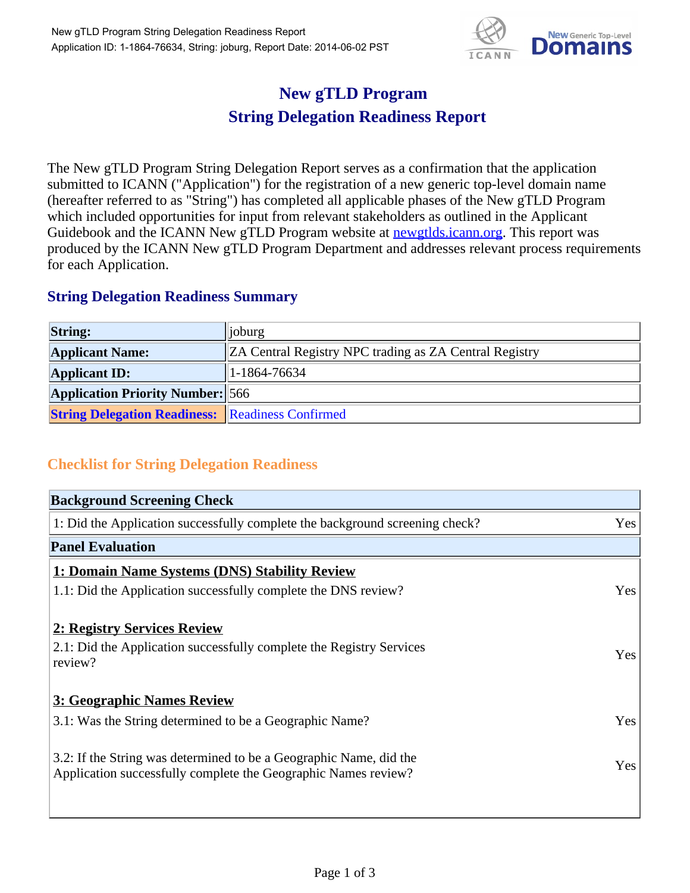# New gTLD Program
# String Delegation Readiness Report

The New gTLD Program String Delegation Report serves as a confirmation that the application submitted to ICANN ("Application") for the registration of a new generic top-level domain name (hereafter referred to as "String") has completed all applicable phases of the New gTLD Program which included opportunities for input from relevant stakeholders as outlined in the Applicant Guidebook and the ICANN New gTLD Program website at newgtlds.icann.org. This report was produced by the ICANN New gTLD Program Department and addresses relevant process requirements for each Application.

## String Delegation Readiness Summary

| | |
|---|---|
| **String:** | joburg |
| **Applicant Name:** | ZA Central Registry NPC trading as ZA Central Registry |
| **Applicant ID:** | 1-1864-76634 |
| **Application Priority Number:** | 566 |
| **String Delegation Readiness:** | Readiness Confirmed |

## Checklist for String Delegation Readiness

| **Background Screening Check** | |
|---|---|
| 1: Did the Application successfully complete the background screening check? | Yes |
| **Panel Evaluation** | |
| **1: Domain Name Systems (DNS) Stability Review** | |
| 1.1: Did the Application successfully complete the DNS review? | Yes |
| **2: Registry Services Review** | |
| 2.1: Did the Application successfully complete the Registry Services review? | Yes |
| **3: Geographic Names Review** | |
| 3.1: Was the String determined to be a Geographic Name? | Yes |
| 3.2: If the String was determined to be a Geographic Name, did the Application successfully complete the Geographic Names review? | Yes |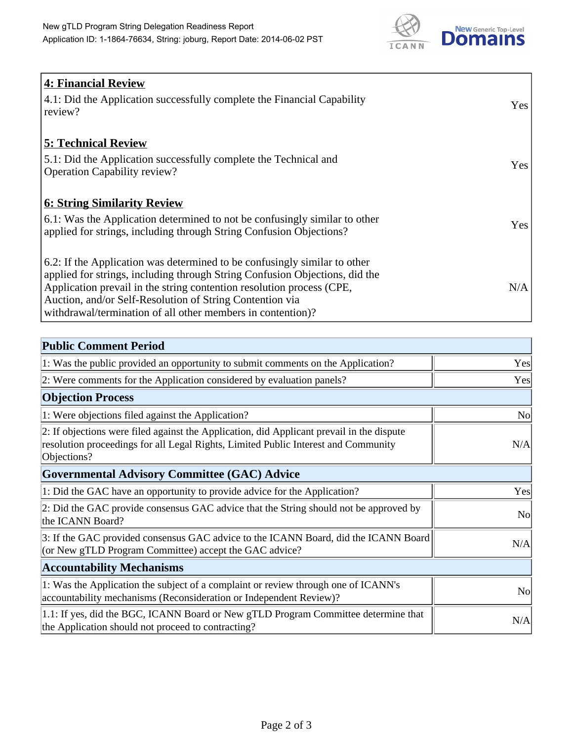## 4: Financial Review

| | |
|---|---|
| 4.1: Did the Application successfully complete the Financial Capability review? | Yes |

## 5: Technical Review

| | |
|---|---|
| 5.1: Did the Application successfully complete the Technical and Operation Capability review? | Yes |

## 6: String Similarity Review

| | |
|---|---|
| 6.1: Was the Application determined to not be confusingly similar to other applied for strings, including through String Confusion Objections? | Yes |
| 6.2: If the Application was determined to be confusingly similar to other applied for strings, including through String Confusion Objections, did the Application prevail in the string contention resolution process (CPE, Auction, and/or Self-Resolution of String Contention via withdrawal/termination of all other members in contention)? | N/A |

| Public Comment Period | |
|---|---|
| 1: Was the public provided an opportunity to submit comments on the Application? | Yes |
| 2: Were comments for the Application considered by evaluation panels? | Yes |
| **Objection Process** | |
| 1: Were objections filed against the Application? | No |
| 2: If objections were filed against the Application, did Applicant prevail in the dispute resolution proceedings for all Legal Rights, Limited Public Interest and Community Objections? | N/A |
| **Governmental Advisory Committee (GAC) Advice** | |
| 1: Did the GAC have an opportunity to provide advice for the Application? | Yes |
| 2: Did the GAC provide consensus GAC advice that the String should not be approved by the ICANN Board? | No |
| 3: If the GAC provided consensus GAC advice to the ICANN Board, did the ICANN Board (or New gTLD Program Committee) accept the GAC advice? | N/A |
| **Accountability Mechanisms** | |
| 1: Was the Application the subject of a complaint or review through one of ICANN's accountability mechanisms (Reconsideration or Independent Review)? | No |
| 1.1: If yes, did the BGC, ICANN Board or New gTLD Program Committee determine that the Application should not proceed to contracting? | N/A |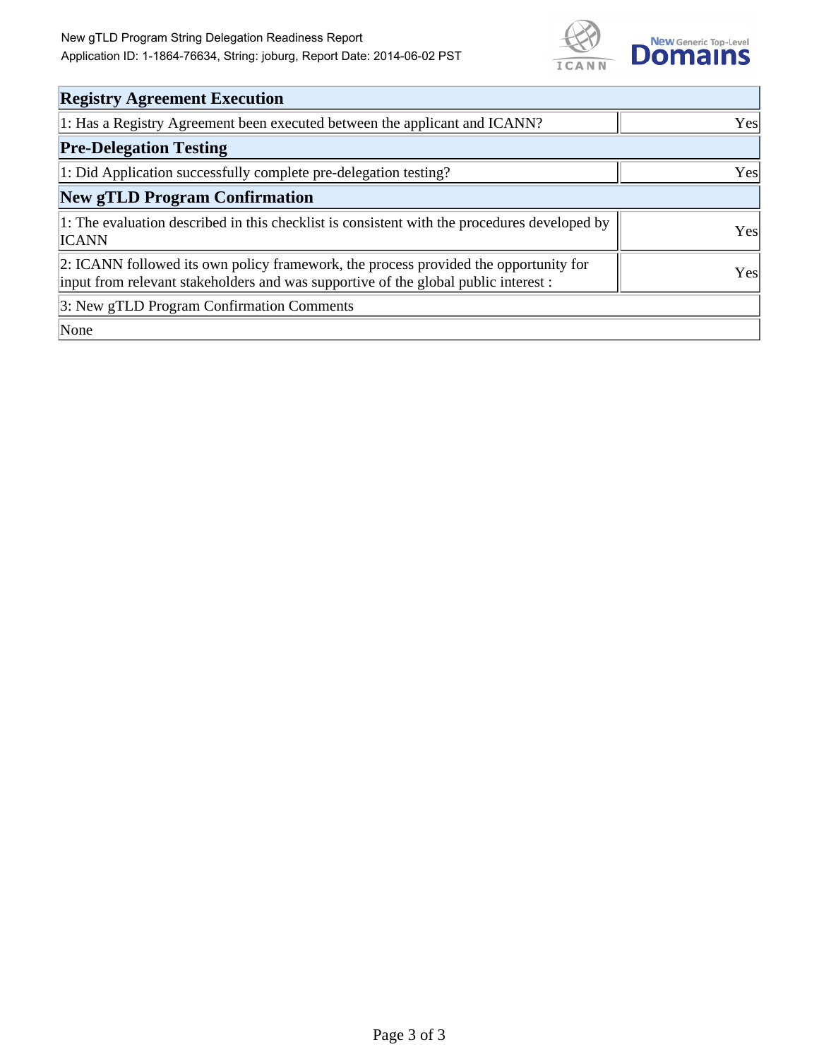## Registry Agreement Execution

| | |
|---|---|
| 1: Has a Registry Agreement been executed between the applicant and ICANN? | Yes |

## Pre-Delegation Testing

| | |
|---|---|
| 1: Did Application successfully complete pre-delegation testing? | Yes |

## New gTLD Program Confirmation

| | |
|---|---|
| 1: The evaluation described in this checklist is consistent with the procedures developed by ICANN | Yes |
| 2: ICANN followed its own policy framework, the process provided the opportunity for input from relevant stakeholders and was supportive of the global public interest : | Yes |

3: New gTLD Program Confirmation Comments

None